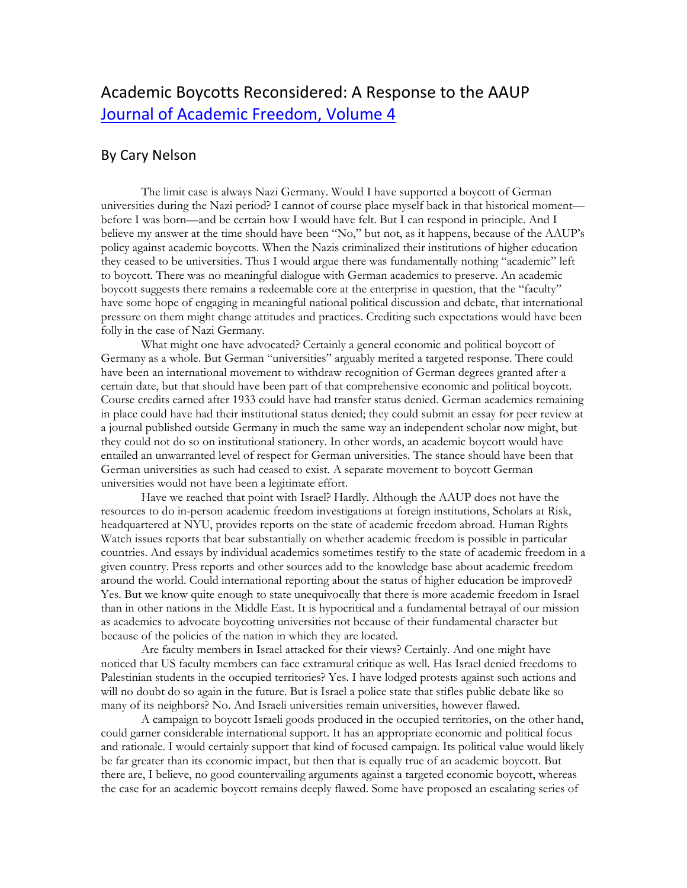# Academic Boycotts Reconsidered: A Response to the AAUP
[Journal of Academic Freedom, Volume 4]

## By Cary Nelson

The limit case is always Nazi Germany. Would I have supported a boycott of German universities during the Nazi period? I cannot of course place myself back in that historical moment—before I was born—and be certain how I would have felt. But I can respond in principle. And I believe my answer at the time should have been "No," but not, as it happens, because of the AAUP's policy against academic boycotts. When the Nazis criminalized their institutions of higher education they ceased to be universities. Thus I would argue there was fundamentally nothing "academic" left to boycott. There was no meaningful dialogue with German academics to preserve. An academic boycott suggests there remains a redeemable core at the enterprise in question, that the "faculty" have some hope of engaging in meaningful national political discussion and debate, that international pressure on them might change attitudes and practices. Crediting such expectations would have been folly in the case of Nazi Germany.

What might one have advocated? Certainly a general economic and political boycott of Germany as a whole. But German "universities" arguably merited a targeted response. There could have been an international movement to withdraw recognition of German degrees granted after a certain date, but that should have been part of that comprehensive economic and political boycott. Course credits earned after 1933 could have had transfer status denied. German academics remaining in place could have had their institutional status denied; they could submit an essay for peer review at a journal published outside Germany in much the same way an independent scholar now might, but they could not do so on institutional stationery. In other words, an academic boycott would have entailed an unwarranted level of respect for German universities. The stance should have been that German universities as such had ceased to exist. A separate movement to boycott German universities would not have been a legitimate effort.

Have we reached that point with Israel? Hardly. Although the AAUP does not have the resources to do in-person academic freedom investigations at foreign institutions, Scholars at Risk, headquartered at NYU, provides reports on the state of academic freedom abroad. Human Rights Watch issues reports that bear substantially on whether academic freedom is possible in particular countries. And essays by individual academics sometimes testify to the state of academic freedom in a given country. Press reports and other sources add to the knowledge base about academic freedom around the world. Could international reporting about the status of higher education be improved? Yes. But we know quite enough to state unequivocally that there is more academic freedom in Israel than in other nations in the Middle East. It is hypocritical and a fundamental betrayal of our mission as academics to advocate boycotting universities not because of their fundamental character but because of the policies of the nation in which they are located.

Are faculty members in Israel attacked for their views? Certainly. And one might have noticed that US faculty members can face extramural critique as well. Has Israel denied freedoms to Palestinian students in the occupied territories? Yes. I have lodged protests against such actions and will no doubt do so again in the future. But is Israel a police state that stifles public debate like so many of its neighbors? No. And Israeli universities remain universities, however flawed.

A campaign to boycott Israeli goods produced in the occupied territories, on the other hand, could garner considerable international support. It has an appropriate economic and political focus and rationale. I would certainly support that kind of focused campaign. Its political value would likely be far greater than its economic impact, but then that is equally true of an academic boycott. But there are, I believe, no good countervailing arguments against a targeted economic boycott, whereas the case for an academic boycott remains deeply flawed. Some have proposed an escalating series of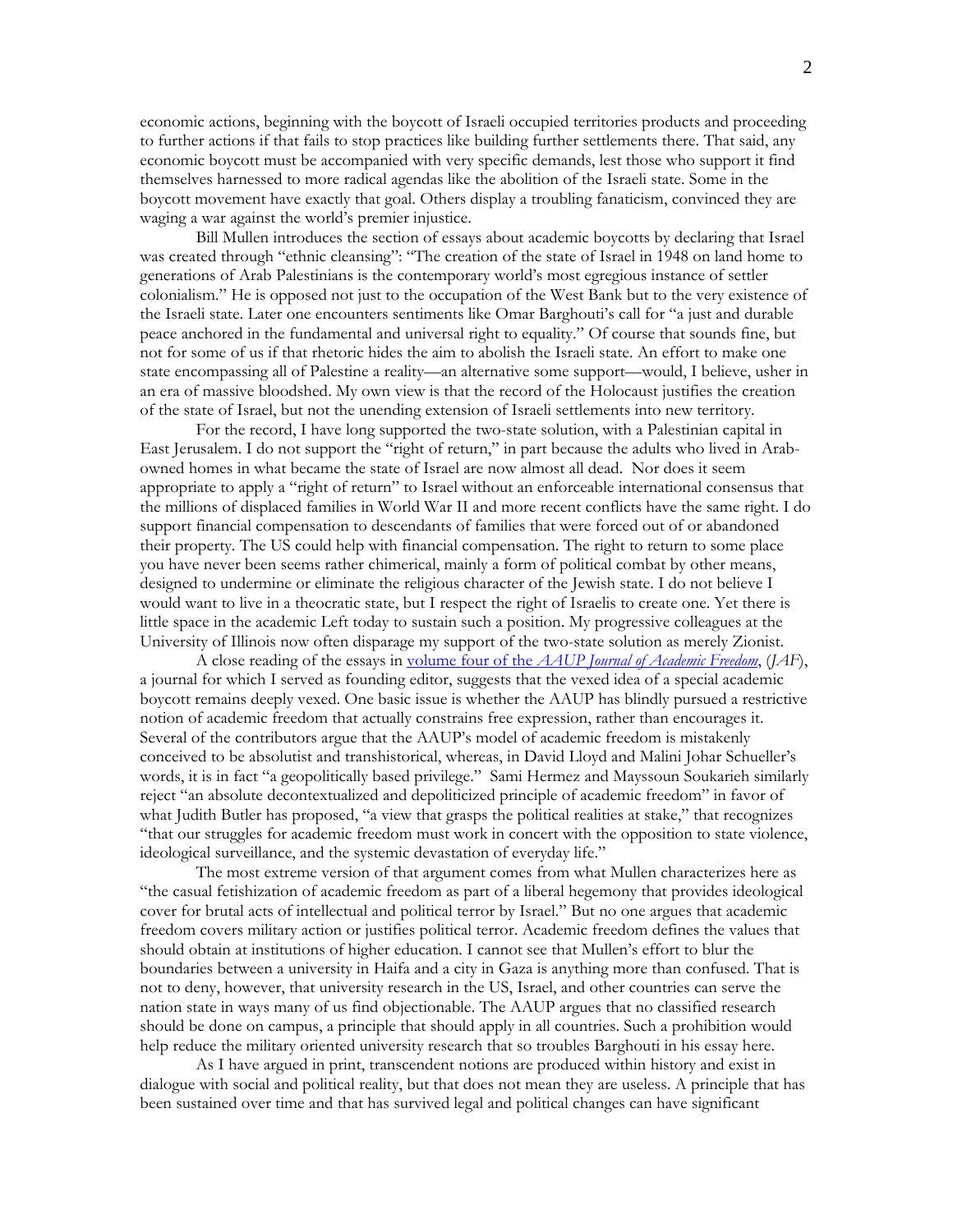economic actions, beginning with the boycott of Israeli occupied territories products and proceeding to further actions if that fails to stop practices like building further settlements there. That said, any economic boycott must be accompanied with very specific demands, lest those who support it find themselves harnessed to more radical agendas like the abolition of the Israeli state. Some in the boycott movement have exactly that goal. Others display a troubling fanaticism, convinced they are waging a war against the world's premier injustice.

Bill Mullen introduces the section of essays about academic boycotts by declaring that Israel was created through "ethnic cleansing": "The creation of the state of Israel in 1948 on land home to generations of Arab Palestinians is the contemporary world's most egregious instance of settler colonialism." He is opposed not just to the occupation of the West Bank but to the very existence of the Israeli state. Later one encounters sentiments like Omar Barghouti's call for "a just and durable peace anchored in the fundamental and universal right to equality." Of course that sounds fine, but not for some of us if that rhetoric hides the aim to abolish the Israeli state. An effort to make one state encompassing all of Palestine a reality—an alternative some support—would, I believe, usher in an era of massive bloodshed. My own view is that the record of the Holocaust justifies the creation of the state of Israel, but not the unending extension of Israeli settlements into new territory.

For the record, I have long supported the two-state solution, with a Palestinian capital in East Jerusalem. I do not support the "right of return," in part because the adults who lived in Arab-owned homes in what became the state of Israel are now almost all dead. Nor does it seem appropriate to apply a "right of return" to Israel without an enforceable international consensus that the millions of displaced families in World War II and more recent conflicts have the same right. I do support financial compensation to descendants of families that were forced out of or abandoned their property. The US could help with financial compensation. The right to return to some place you have never been seems rather chimerical, mainly a form of political combat by other means, designed to undermine or eliminate the religious character of the Jewish state. I do not believe I would want to live in a theocratic state, but I respect the right of Israelis to create one. Yet there is little space in the academic Left today to sustain such a position. My progressive colleagues at the University of Illinois now often disparage my support of the two-state solution as merely Zionist.

A close reading of the essays in volume four of the *AAUP Journal of Academic Freedom*, (*JAF*), a journal for which I served as founding editor, suggests that the vexed idea of a special academic boycott remains deeply vexed. One basic issue is whether the AAUP has blindly pursued a restrictive notion of academic freedom that actually constrains free expression, rather than encourages it. Several of the contributors argue that the AAUP's model of academic freedom is mistakenly conceived to be absolutist and transhistorical, whereas, in David Lloyd and Malini Johar Schueller's words, it is in fact "a geopolitically based privilege." Sami Hermez and Mayssoun Soukarieh similarly reject "an absolute decontextualized and depoliticized principle of academic freedom" in favor of what Judith Butler has proposed, "a view that grasps the political realities at stake," that recognizes "that our struggles for academic freedom must work in concert with the opposition to state violence, ideological surveillance, and the systemic devastation of everyday life."

The most extreme version of that argument comes from what Mullen characterizes here as "the casual fetishization of academic freedom as part of a liberal hegemony that provides ideological cover for brutal acts of intellectual and political terror by Israel." But no one argues that academic freedom covers military action or justifies political terror. Academic freedom defines the values that should obtain at institutions of higher education. I cannot see that Mullen's effort to blur the boundaries between a university in Haifa and a city in Gaza is anything more than confused. That is not to deny, however, that university research in the US, Israel, and other countries can serve the nation state in ways many of us find objectionable. The AAUP argues that no classified research should be done on campus, a principle that should apply in all countries. Such a prohibition would help reduce the military oriented university research that so troubles Barghouti in his essay here.

As I have argued in print, transcendent notions are produced within history and exist in dialogue with social and political reality, but that does not mean they are useless. A principle that has been sustained over time and that has survived legal and political changes can have significant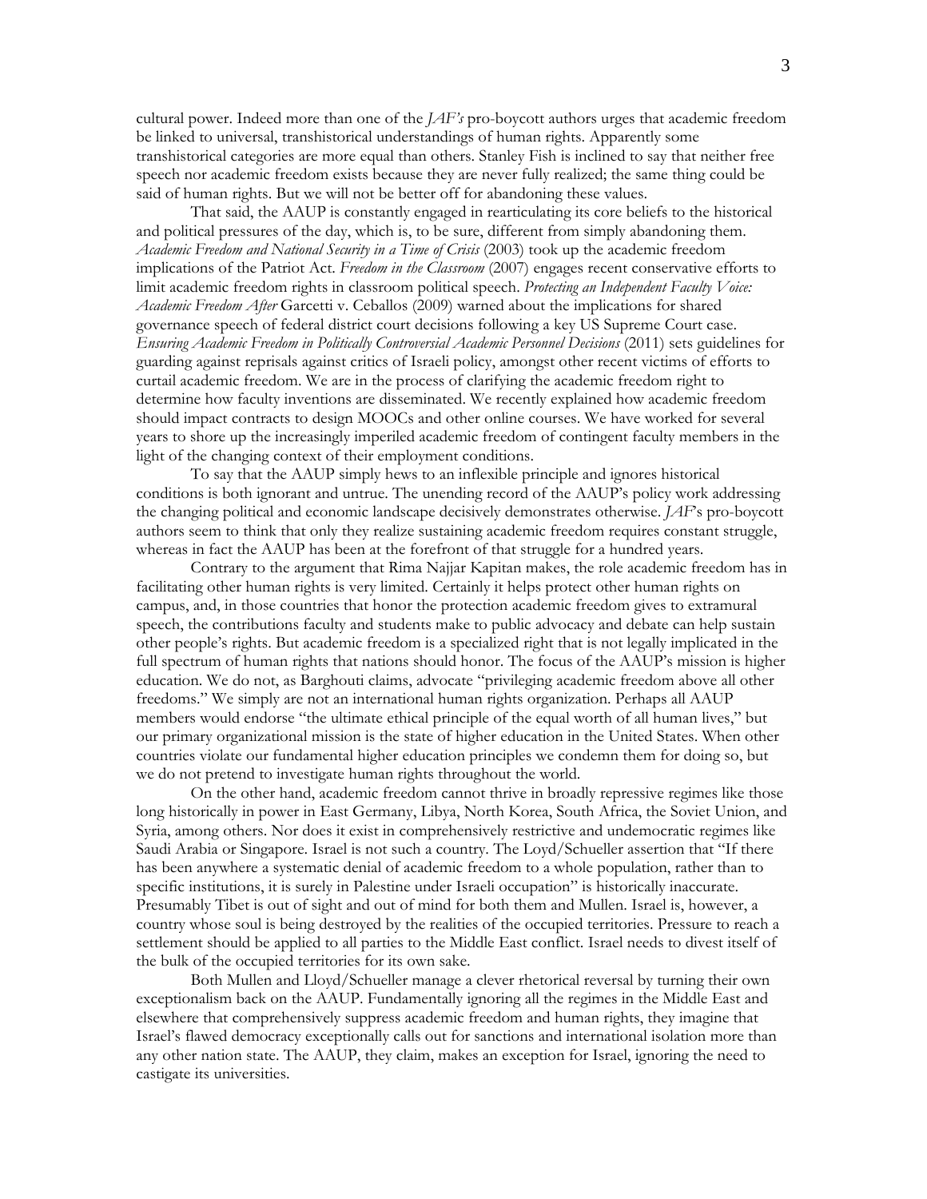cultural power. Indeed more than one of the *JAF's* pro-boycott authors urges that academic freedom be linked to universal, transhistorical understandings of human rights. Apparently some transhistorical categories are more equal than others. Stanley Fish is inclined to say that neither free speech nor academic freedom exists because they are never fully realized; the same thing could be said of human rights. But we will not be better off for abandoning these values.

That said, the AAUP is constantly engaged in rearticulating its core beliefs to the historical and political pressures of the day, which is, to be sure, different from simply abandoning them. *Academic Freedom and National Security in a Time of Crisis* (2003) took up the academic freedom implications of the Patriot Act. *Freedom in the Classroom* (2007) engages recent conservative efforts to limit academic freedom rights in classroom political speech. *Protecting an Independent Faculty Voice: Academic Freedom After* Garcetti v. Ceballos (2009) warned about the implications for shared governance speech of federal district court decisions following a key US Supreme Court case. *Ensuring Academic Freedom in Politically Controversial Academic Personnel Decisions* (2011) sets guidelines for guarding against reprisals against critics of Israeli policy, amongst other recent victims of efforts to curtail academic freedom. We are in the process of clarifying the academic freedom right to determine how faculty inventions are disseminated. We recently explained how academic freedom should impact contracts to design MOOCs and other online courses. We have worked for several years to shore up the increasingly imperiled academic freedom of contingent faculty members in the light of the changing context of their employment conditions.

To say that the AAUP simply hews to an inflexible principle and ignores historical conditions is both ignorant and untrue. The unending record of the AAUP's policy work addressing the changing political and economic landscape decisively demonstrates otherwise. *JAF*'s pro-boycott authors seem to think that only they realize sustaining academic freedom requires constant struggle, whereas in fact the AAUP has been at the forefront of that struggle for a hundred years.

Contrary to the argument that Rima Najjar Kapitan makes, the role academic freedom has in facilitating other human rights is very limited. Certainly it helps protect other human rights on campus, and, in those countries that honor the protection academic freedom gives to extramural speech, the contributions faculty and students make to public advocacy and debate can help sustain other people's rights. But academic freedom is a specialized right that is not legally implicated in the full spectrum of human rights that nations should honor. The focus of the AAUP's mission is higher education. We do not, as Barghouti claims, advocate "privileging academic freedom above all other freedoms." We simply are not an international human rights organization. Perhaps all AAUP members would endorse "the ultimate ethical principle of the equal worth of all human lives," but our primary organizational mission is the state of higher education in the United States. When other countries violate our fundamental higher education principles we condemn them for doing so, but we do not pretend to investigate human rights throughout the world.

On the other hand, academic freedom cannot thrive in broadly repressive regimes like those long historically in power in East Germany, Libya, North Korea, South Africa, the Soviet Union, and Syria, among others. Nor does it exist in comprehensively restrictive and undemocratic regimes like Saudi Arabia or Singapore. Israel is not such a country. The Loyd/Schueller assertion that "If there has been anywhere a systematic denial of academic freedom to a whole population, rather than to specific institutions, it is surely in Palestine under Israeli occupation" is historically inaccurate. Presumably Tibet is out of sight and out of mind for both them and Mullen. Israel is, however, a country whose soul is being destroyed by the realities of the occupied territories. Pressure to reach a settlement should be applied to all parties to the Middle East conflict. Israel needs to divest itself of the bulk of the occupied territories for its own sake.

Both Mullen and Lloyd/Schueller manage a clever rhetorical reversal by turning their own exceptionalism back on the AAUP. Fundamentally ignoring all the regimes in the Middle East and elsewhere that comprehensively suppress academic freedom and human rights, they imagine that Israel's flawed democracy exceptionally calls out for sanctions and international isolation more than any other nation state. The AAUP, they claim, makes an exception for Israel, ignoring the need to castigate its universities.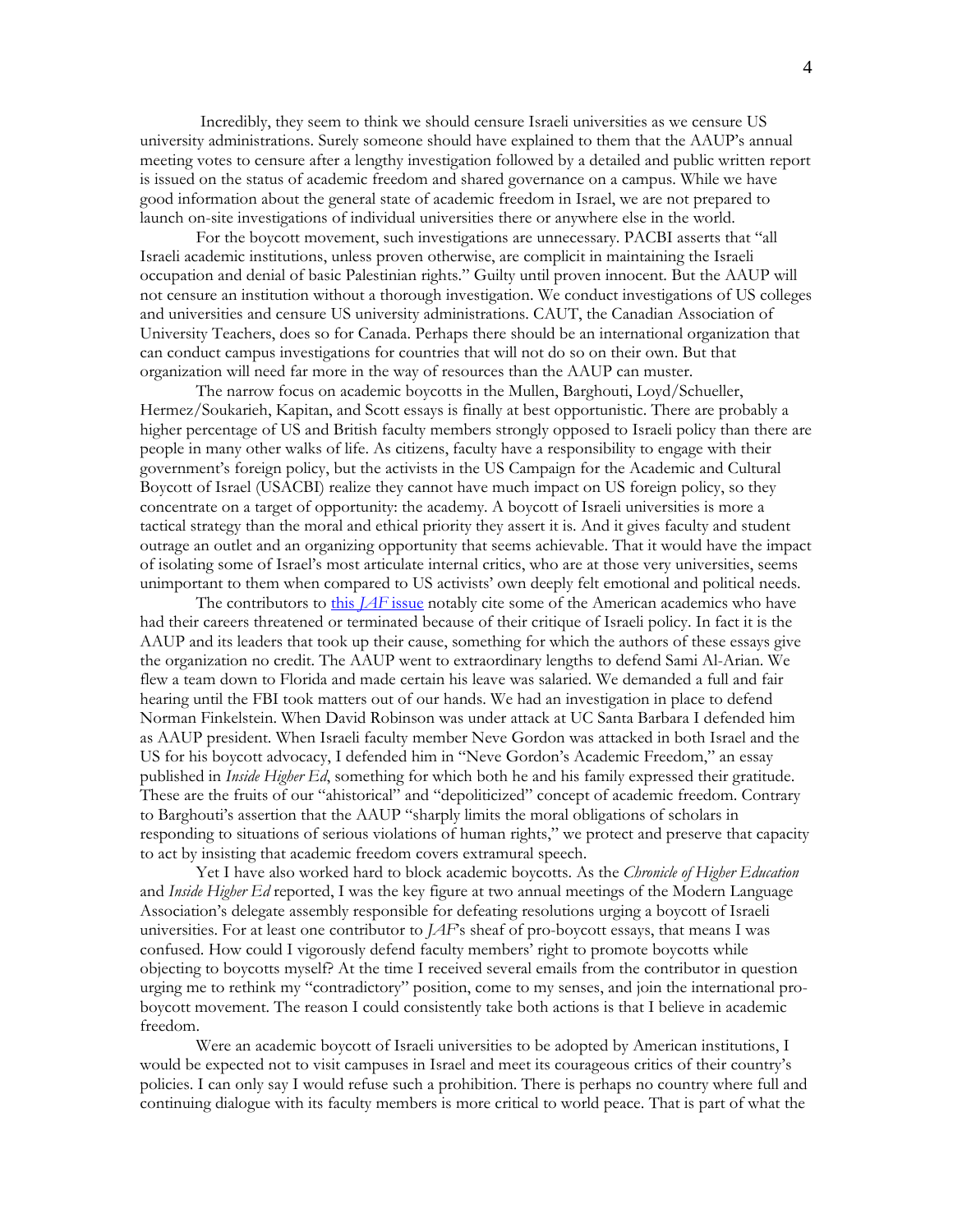Incredibly, they seem to think we should censure Israeli universities as we censure US university administrations. Surely someone should have explained to them that the AAUP's annual meeting votes to censure after a lengthy investigation followed by a detailed and public written report is issued on the status of academic freedom and shared governance on a campus. While we have good information about the general state of academic freedom in Israel, we are not prepared to launch on-site investigations of individual universities there or anywhere else in the world.

For the boycott movement, such investigations are unnecessary. PACBI asserts that "all Israeli academic institutions, unless proven otherwise, are complicit in maintaining the Israeli occupation and denial of basic Palestinian rights." Guilty until proven innocent. But the AAUP will not censure an institution without a thorough investigation. We conduct investigations of US colleges and universities and censure US university administrations. CAUT, the Canadian Association of University Teachers, does so for Canada. Perhaps there should be an international organization that can conduct campus investigations for countries that will not do so on their own. But that organization will need far more in the way of resources than the AAUP can muster.

The narrow focus on academic boycotts in the Mullen, Barghouti, Loyd/Schueller, Hermez/Soukarieh, Kapitan, and Scott essays is finally at best opportunistic. There are probably a higher percentage of US and British faculty members strongly opposed to Israeli policy than there are people in many other walks of life. As citizens, faculty have a responsibility to engage with their government's foreign policy, but the activists in the US Campaign for the Academic and Cultural Boycott of Israel (USACBI) realize they cannot have much impact on US foreign policy, so they concentrate on a target of opportunity: the academy. A boycott of Israeli universities is more a tactical strategy than the moral and ethical priority they assert it is. And it gives faculty and student outrage an outlet and an organizing opportunity that seems achievable. That it would have the impact of isolating some of Israel's most articulate internal critics, who are at those very universities, seems unimportant to them when compared to US activists' own deeply felt emotional and political needs.

The contributors to this *JAF* issue notably cite some of the American academics who have had their careers threatened or terminated because of their critique of Israeli policy. In fact it is the AAUP and its leaders that took up their cause, something for which the authors of these essays give the organization no credit. The AAUP went to extraordinary lengths to defend Sami Al-Arian. We flew a team down to Florida and made certain his leave was salaried. We demanded a full and fair hearing until the FBI took matters out of our hands. We had an investigation in place to defend Norman Finkelstein. When David Robinson was under attack at UC Santa Barbara I defended him as AAUP president. When Israeli faculty member Neve Gordon was attacked in both Israel and the US for his boycott advocacy, I defended him in "Neve Gordon's Academic Freedom," an essay published in *Inside Higher Ed*, something for which both he and his family expressed their gratitude. These are the fruits of our "ahistorical" and "depoliticized" concept of academic freedom. Contrary to Barghouti's assertion that the AAUP "sharply limits the moral obligations of scholars in responding to situations of serious violations of human rights," we protect and preserve that capacity to act by insisting that academic freedom covers extramural speech.

Yet I have also worked hard to block academic boycotts. As the *Chronicle of Higher Education* and *Inside Higher Ed* reported, I was the key figure at two annual meetings of the Modern Language Association's delegate assembly responsible for defeating resolutions urging a boycott of Israeli universities. For at least one contributor to *JAF*'s sheaf of pro-boycott essays, that means I was confused. How could I vigorously defend faculty members' right to promote boycotts while objecting to boycotts myself? At the time I received several emails from the contributor in question urging me to rethink my "contradictory" position, come to my senses, and join the international pro-boycott movement. The reason I could consistently take both actions is that I believe in academic freedom.

Were an academic boycott of Israeli universities to be adopted by American institutions, I would be expected not to visit campuses in Israel and meet its courageous critics of their country's policies. I can only say I would refuse such a prohibition. There is perhaps no country where full and continuing dialogue with its faculty members is more critical to world peace. That is part of what the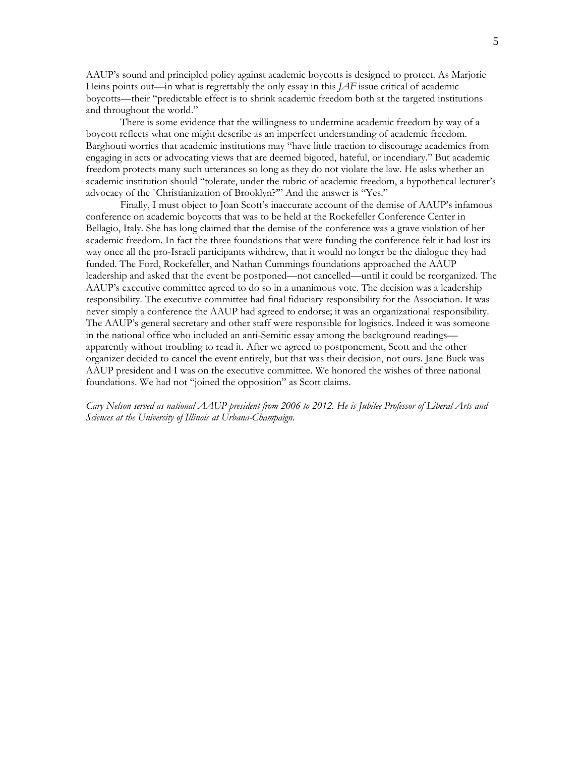AAUP's sound and principled policy against academic boycotts is designed to protect. As Marjorie Heins points out—in what is regrettably the only essay in this *JAF* issue critical of academic boycotts—their "predictable effect is to shrink academic freedom both at the targeted institutions and throughout the world."

There is some evidence that the willingness to undermine academic freedom by way of a boycott reflects what one might describe as an imperfect understanding of academic freedom. Barghouti worries that academic institutions may "have little traction to discourage academics from engaging in acts or advocating views that are deemed bigoted, hateful, or incendiary." But academic freedom protects many such utterances so long as they do not violate the law. He asks whether an academic institution should "tolerate, under the rubric of academic freedom, a hypothetical lecturer's advocacy of the `Christianization of Brooklyn?'" And the answer is "Yes."

Finally, I must object to Joan Scott's inaccurate account of the demise of AAUP's infamous conference on academic boycotts that was to be held at the Rockefeller Conference Center in Bellagio, Italy. She has long claimed that the demise of the conference was a grave violation of her academic freedom. In fact the three foundations that were funding the conference felt it had lost its way once all the pro-Israeli participants withdrew, that it would no longer be the dialogue they had funded. The Ford, Rockefeller, and Nathan Cummings foundations approached the AAUP leadership and asked that the event be postponed—not cancelled—until it could be reorganized. The AAUP's executive committee agreed to do so in a unanimous vote. The decision was a leadership responsibility. The executive committee had final fiduciary responsibility for the Association. It was never simply a conference the AAUP had agreed to endorse; it was an organizational responsibility. The AAUP's general secretary and other staff were responsible for logistics. Indeed it was someone in the national office who included an anti-Semitic essay among the background readings—apparently without troubling to read it. After we agreed to postponement, Scott and the other organizer decided to cancel the event entirely, but that was their decision, not ours. Jane Buck was AAUP president and I was on the executive committee. We honored the wishes of three national foundations. We had not "joined the opposition" as Scott claims.

*Cary Nelson served as national AAUP president from 2006 to 2012. He is Jubilee Professor of Liberal Arts and Sciences at the University of Illinois at Urbana-Champaign.*